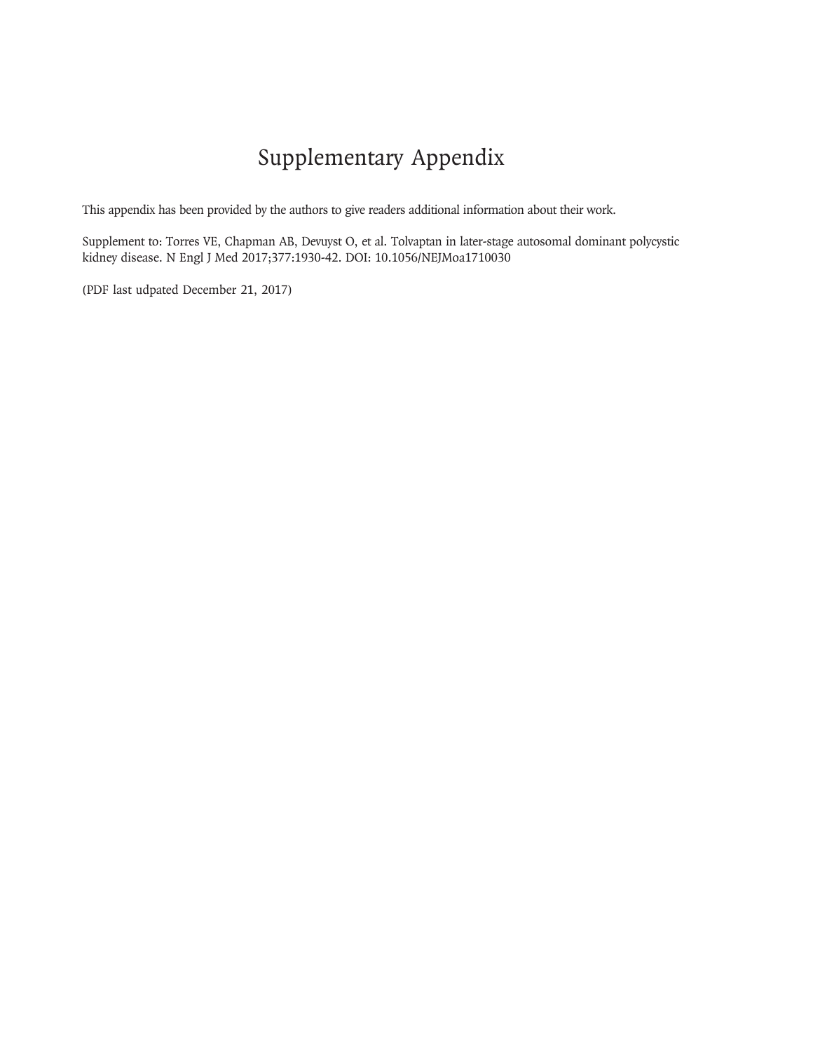# Supplementary Appendix

This appendix has been provided by the authors to give readers additional information about their work.

Supplement to: Torres VE, Chapman AB, Devuyst O, et al. Tolvaptan in later-stage autosomal dominant polycystic kidney disease. N Engl J Med 2017;377:1930-42. DOI: 10.1056/NEJMoa1710030

(PDF last udpated December 21, 2017)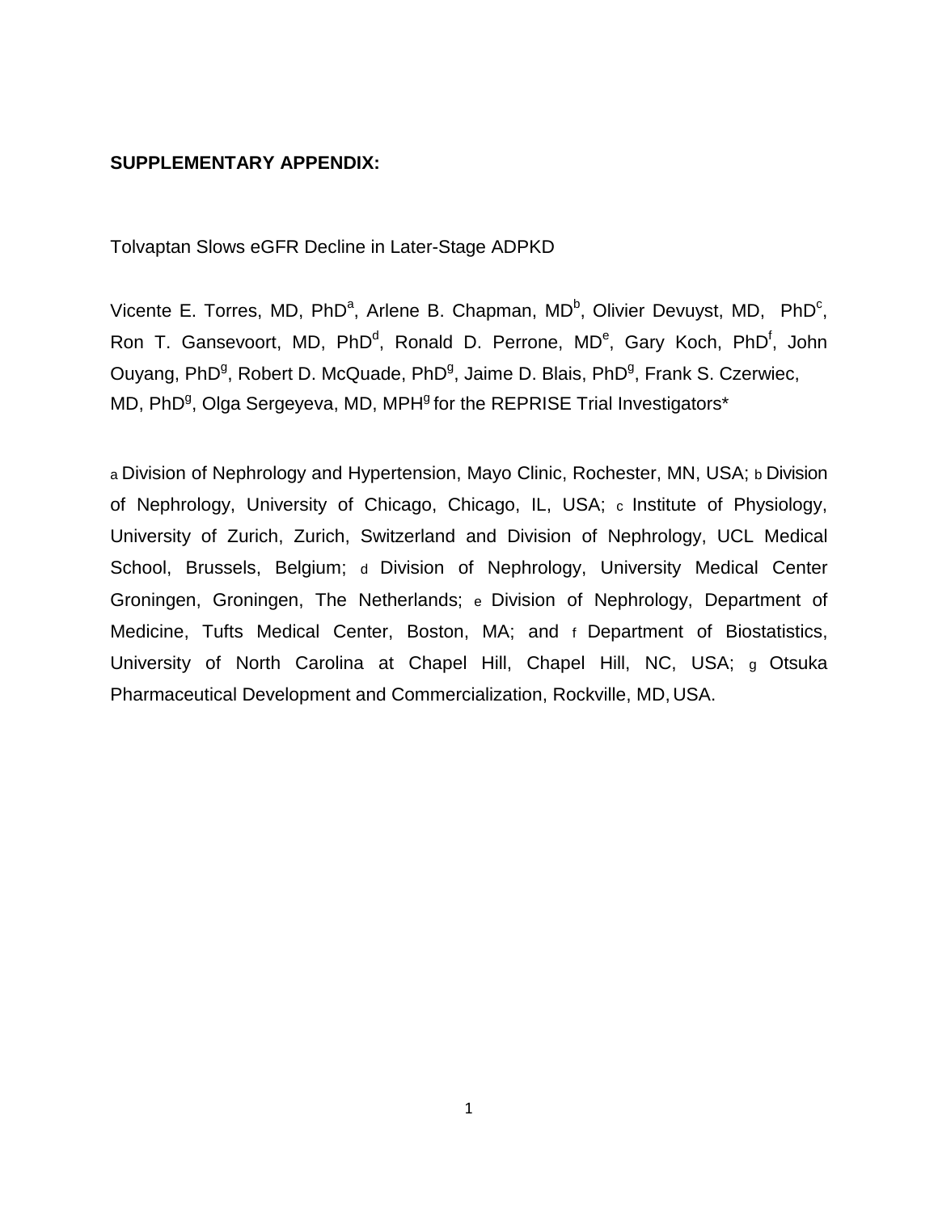**SUPPLEMENTARY APPENDIX:**

Tolvaptan Slows eGFR Decline in Later-Stage ADPKD

Vicente E. Torres, MD, PhD[a], Arlene B. Chapman, MD[b], Olivier Devuyst, MD, PhD[c], Ron T. Gansevoort, MD, PhD[d], Ronald D. Perrone, MD[e], Gary Koch, PhD[f], John Ouyang, PhD[g], Robert D. McQuade, PhD[g], Jaime D. Blais, PhD[g], Frank S. Czerwiec, MD, PhD[g], Olga Sergeyeva, MD, MPH[g] for the REPRISE Trial Investigators*

[a] Division of Nephrology and Hypertension, Mayo Clinic, Rochester, MN, USA; [b] Division of Nephrology, University of Chicago, Chicago, IL, USA; [c] Institute of Physiology, University of Zurich, Zurich, Switzerland and Division of Nephrology, UCL Medical School, Brussels, Belgium; [d] Division of Nephrology, University Medical Center Groningen, Groningen, The Netherlands; [e] Division of Nephrology, Department of Medicine, Tufts Medical Center, Boston, MA; and [f] Department of Biostatistics, University of North Carolina at Chapel Hill, Chapel Hill, NC, USA; [g] Otsuka Pharmaceutical Development and Commercialization, Rockville, MD, USA.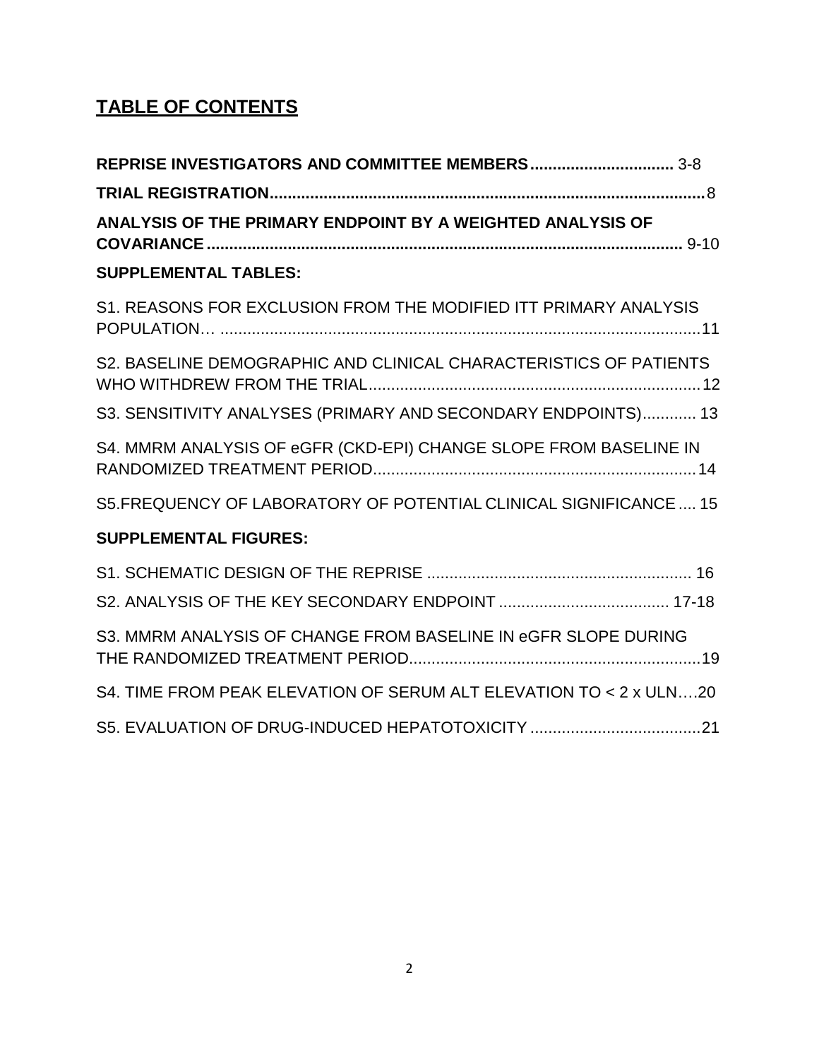# TABLE OF CONTENTS

**REPRISE INVESTIGATORS AND COMMITTEE MEMBERS** ................................ 3-8

**TRIAL REGISTRATION** ................................................................................................ 8

**ANALYSIS OF THE PRIMARY ENDPOINT BY A WEIGHTED ANALYSIS OF COVARIANCE** .......................................................................................................... 9-10

**SUPPLEMENTAL TABLES:**

S1. REASONS FOR EXCLUSION FROM THE MODIFIED ITT PRIMARY ANALYSIS POPULATION… ..........................................................................................................11

S2. BASELINE DEMOGRAPHIC AND CLINICAL CHARACTERISTICS OF PATIENTS WHO WITHDREW FROM THE TRIAL..........................................................................12

S3. SENSITIVITY ANALYSES (PRIMARY AND SECONDARY ENDPOINTS)............ 13

S4. MMRM ANALYSIS OF eGFR (CKD-EPI) CHANGE SLOPE FROM BASELINE IN RANDOMIZED TREATMENT PERIOD........................................................................14

S5.FREQUENCY OF LABORATORY OF POTENTIAL CLINICAL SIGNIFICANCE .... 15

**SUPPLEMENTAL FIGURES:**

S1. SCHEMATIC DESIGN OF THE REPRISE ........................................................... 16

S2. ANALYSIS OF THE KEY SECONDARY ENDPOINT ...................................... 17-18

S3. MMRM ANALYSIS OF CHANGE FROM BASELINE IN eGFR SLOPE DURING THE RANDOMIZED TREATMENT PERIOD.................................................................19

S4. TIME FROM PEAK ELEVATION OF SERUM ALT ELEVATION TO < 2 x ULN….20

S5. EVALUATION OF DRUG-INDUCED HEPATOTOXICITY ......................................21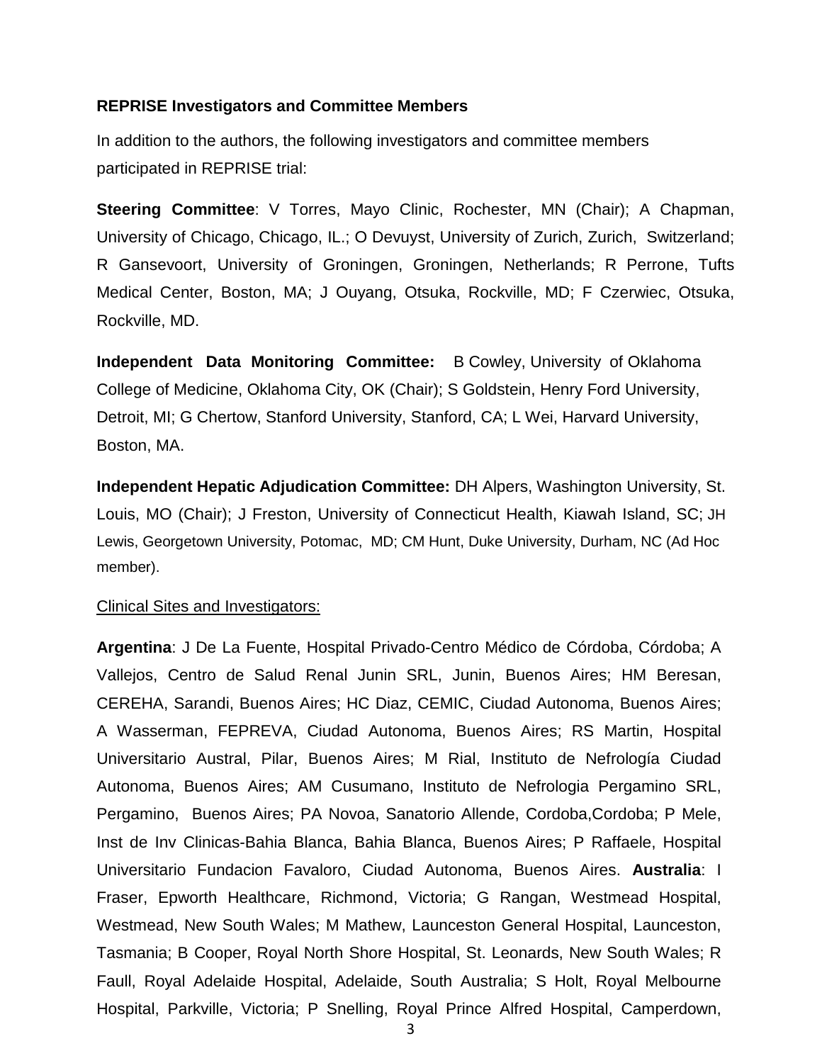**REPRISE Investigators and Committee Members**

In addition to the authors, the following investigators and committee members participated in REPRISE trial:

**Steering Committee**: V Torres, Mayo Clinic, Rochester, MN (Chair); A Chapman, University of Chicago, Chicago, IL.; O Devuyst, University of Zurich, Zurich, Switzerland; R Gansevoort, University of Groningen, Groningen, Netherlands; R Perrone, Tufts Medical Center, Boston, MA; J Ouyang, Otsuka, Rockville, MD; F Czerwiec, Otsuka, Rockville, MD.

**Independent Data Monitoring Committee:** B Cowley, University of Oklahoma College of Medicine, Oklahoma City, OK (Chair); S Goldstein, Henry Ford University, Detroit, MI; G Chertow, Stanford University, Stanford, CA; L Wei, Harvard University, Boston, MA.

**Independent Hepatic Adjudication Committee:** DH Alpers, Washington University, St. Louis, MO (Chair); J Freston, University of Connecticut Health, Kiawah Island, SC; JH Lewis, Georgetown University, Potomac, MD; CM Hunt, Duke University, Durham, NC (Ad Hoc member).

Clinical Sites and Investigators:

**Argentina**: J De La Fuente, Hospital Privado-Centro Médico de Córdoba, Córdoba; A Vallejos, Centro de Salud Renal Junin SRL, Junin, Buenos Aires; HM Beresan, CEREHA, Sarandi, Buenos Aires; HC Diaz, CEMIC, Ciudad Autonoma, Buenos Aires; A Wasserman, FEPREVA, Ciudad Autonoma, Buenos Aires; RS Martin, Hospital Universitario Austral, Pilar, Buenos Aires; M Rial, Instituto de Nefrología Ciudad Autonoma, Buenos Aires; AM Cusumano, Instituto de Nefrologia Pergamino SRL, Pergamino, Buenos Aires; PA Novoa, Sanatorio Allende, Cordoba,Cordoba; P Mele, Inst de Inv Clinicas-Bahia Blanca, Bahia Blanca, Buenos Aires; P Raffaele, Hospital Universitario Fundacion Favaloro, Ciudad Autonoma, Buenos Aires. **Australia**: I Fraser, Epworth Healthcare, Richmond, Victoria; G Rangan, Westmead Hospital, Westmead, New South Wales; M Mathew, Launceston General Hospital, Launceston, Tasmania; B Cooper, Royal North Shore Hospital, St. Leonards, New South Wales; R Faull, Royal Adelaide Hospital, Adelaide, South Australia; S Holt, Royal Melbourne Hospital, Parkville, Victoria; P Snelling, Royal Prince Alfred Hospital, Camperdown,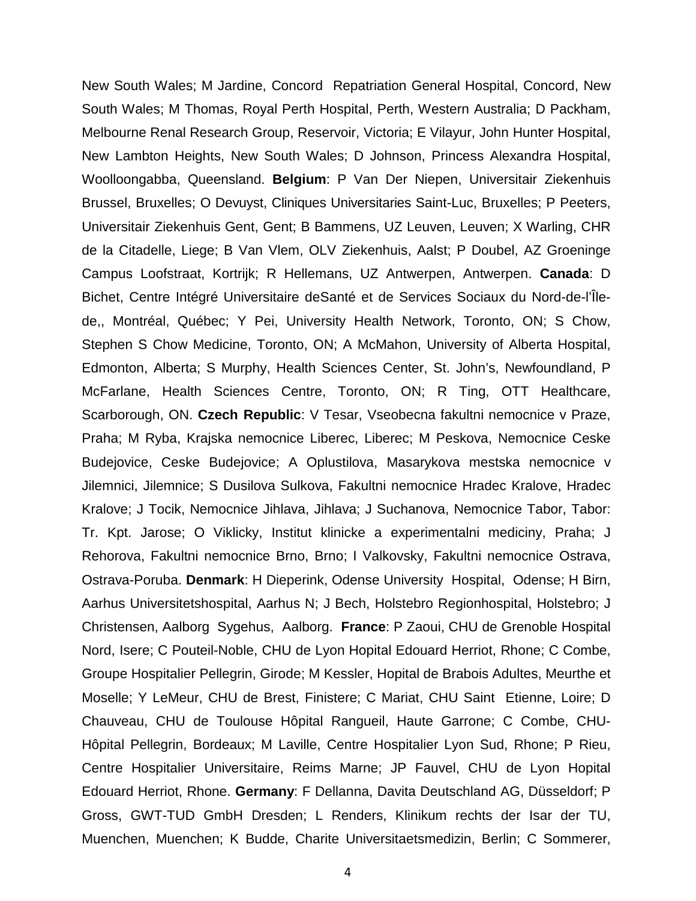New South Wales; M Jardine, Concord Repatriation General Hospital, Concord, New South Wales; M Thomas, Royal Perth Hospital, Perth, Western Australia; D Packham, Melbourne Renal Research Group, Reservoir, Victoria; E Vilayur, John Hunter Hospital, New Lambton Heights, New South Wales; D Johnson, Princess Alexandra Hospital, Woolloongabba, Queensland. **Belgium**: P Van Der Niepen, Universitair Ziekenhuis Brussel, Bruxelles; O Devuyst, Cliniques Universitaries Saint-Luc, Bruxelles; P Peeters, Universitair Ziekenhuis Gent, Gent; B Bammens, UZ Leuven, Leuven; X Warling, CHR de la Citadelle, Liege; B Van Vlem, OLV Ziekenhuis, Aalst; P Doubel, AZ Groeninge Campus Loofstraat, Kortrijk; R Hellemans, UZ Antwerpen, Antwerpen. **Canada**: D Bichet, Centre Intégré Universitaire deSanté et de Services Sociaux du Nord-de-l'Île-de,, Montréal, Québec; Y Pei, University Health Network, Toronto, ON; S Chow, Stephen S Chow Medicine, Toronto, ON; A McMahon, University of Alberta Hospital, Edmonton, Alberta; S Murphy, Health Sciences Center, St. John's, Newfoundland, P McFarlane, Health Sciences Centre, Toronto, ON; R Ting, OTT Healthcare, Scarborough, ON. **Czech Republic**: V Tesar, Vseobecna fakultni nemocnice v Praze, Praha; M Ryba, Krajska nemocnice Liberec, Liberec; M Peskova, Nemocnice Ceske Budejovice, Ceske Budejovice; A Oplustilova, Masarykova mestska nemocnice v Jilemnici, Jilemnice; S Dusilova Sulkova, Fakultni nemocnice Hradec Kralove, Hradec Kralove; J Tocik, Nemocnice Jihlava, Jihlava; J Suchanova, Nemocnice Tabor, Tabor: Tr. Kpt. Jarose; O Viklicky, Institut klinicke a experimentalni mediciny, Praha; J Rehorova, Fakultni nemocnice Brno, Brno; I Valkovsky, Fakultni nemocnice Ostrava, Ostrava-Poruba. **Denmark**: H Dieperink, Odense University Hospital, Odense; H Birn, Aarhus Universitetshospital, Aarhus N; J Bech, Holstebro Regionhospital, Holstebro; J Christensen, Aalborg Sygehus, Aalborg. **France**: P Zaoui, CHU de Grenoble Hospital Nord, Isere; C Pouteil-Noble, CHU de Lyon Hopital Edouard Herriot, Rhone; C Combe, Groupe Hospitalier Pellegrin, Girode; M Kessler, Hopital de Brabois Adultes, Meurthe et Moselle; Y LeMeur, CHU de Brest, Finistere; C Mariat, CHU Saint Etienne, Loire; D Chauveau, CHU de Toulouse Hôpital Rangueil, Haute Garrone; C Combe, CHU-Hôpital Pellegrin, Bordeaux; M Laville, Centre Hospitalier Lyon Sud, Rhone; P Rieu, Centre Hospitalier Universitaire, Reims Marne; JP Fauvel, CHU de Lyon Hopital Edouard Herriot, Rhone. **Germany**: F Dellanna, Davita Deutschland AG, Düsseldorf; P Gross, GWT-TUD GmbH Dresden; L Renders, Klinikum rechts der Isar der TU, Muenchen, Muenchen; K Budde, Charite Universitaetsmedizin, Berlin; C Sommerer,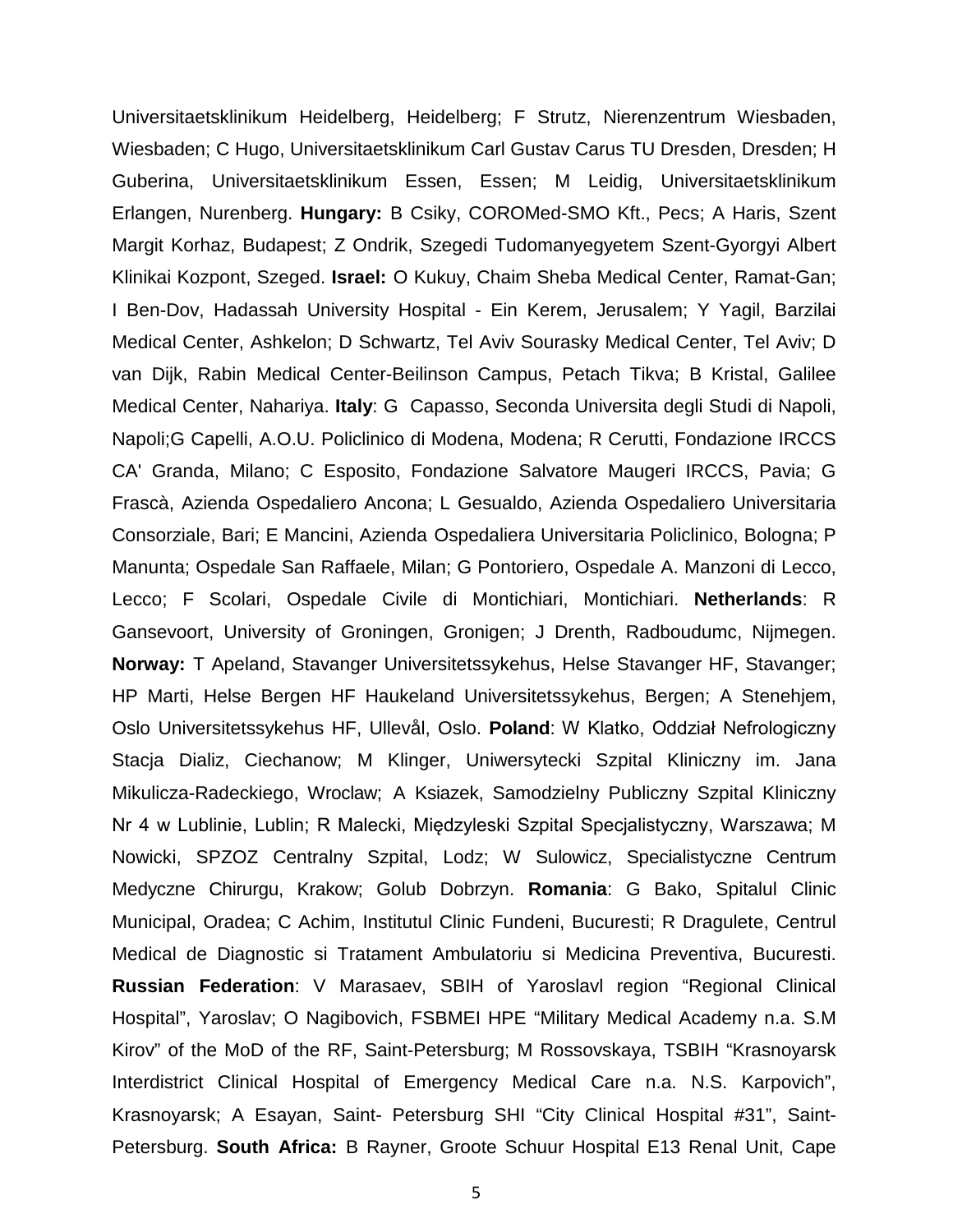Universitaetsklinikum Heidelberg, Heidelberg; F Strutz, Nierenzentrum Wiesbaden, Wiesbaden; C Hugo, Universitaetsklinikum Carl Gustav Carus TU Dresden, Dresden; H Guberina, Universitaetsklinikum Essen, Essen; M Leidig, Universitaetsklinikum Erlangen, Nurenberg. **Hungary:** B Csiky, COROMed-SMO Kft., Pecs; A Haris, Szent Margit Korhaz, Budapest; Z Ondrik, Szegedi Tudomanyegyetem Szent-Gyorgyi Albert Klinikai Kozpont, Szeged. **Israel:** O Kukuy, Chaim Sheba Medical Center, Ramat-Gan; I Ben-Dov, Hadassah University Hospital - Ein Kerem, Jerusalem; Y Yagil, Barzilai Medical Center, Ashkelon; D Schwartz, Tel Aviv Sourasky Medical Center, Tel Aviv; D van Dijk, Rabin Medical Center-Beilinson Campus, Petach Tikva; B Kristal, Galilee Medical Center, Nahariya. **Italy**: G Capasso, Seconda Universita degli Studi di Napoli, Napoli;G Capelli, A.O.U. Policlinico di Modena, Modena; R Cerutti, Fondazione IRCCS CA' Granda, Milano; C Esposito, Fondazione Salvatore Maugeri IRCCS, Pavia; G Frascà, Azienda Ospedaliero Ancona; L Gesualdo, Azienda Ospedaliero Universitaria Consorziale, Bari; E Mancini, Azienda Ospedaliera Universitaria Policlinico, Bologna; P Manunta; Ospedale San Raffaele, Milan; G Pontoriero, Ospedale A. Manzoni di Lecco, Lecco; F Scolari, Ospedale Civile di Montichiari, Montichiari. **Netherlands**: R Gansevoort, University of Groningen, Gronigen; J Drenth, Radboudumc, Nijmegen. **Norway:** T Apeland, Stavanger Universitetssykehus, Helse Stavanger HF, Stavanger; HP Marti, Helse Bergen HF Haukeland Universitetssykehus, Bergen; A Stenehjem, Oslo Universitetssykehus HF, Ullevål, Oslo. **Poland**: W Klatko, Oddział Nefrologiczny Stacja Dializ, Ciechanow; M Klinger, Uniwersytecki Szpital Kliniczny im. Jana Mikulicza-Radeckiego, Wroclaw; A Ksiazek, Samodzielny Publiczny Szpital Kliniczny Nr 4 w Lublinie, Lublin; R Malecki, Międzyleski Szpital Specjalistyczny, Warszawa; M Nowicki, SPZOZ Centralny Szpital, Lodz; W Sulowicz, Specialistyczne Centrum Medyczne Chirurgu, Krakow; Golub Dobrzyn. **Romania**: G Bako, Spitalul Clinic Municipal, Oradea; C Achim, Institutul Clinic Fundeni, Bucuresti; R Dragulete, Centrul Medical de Diagnostic si Tratament Ambulatoriu si Medicina Preventiva, Bucuresti. **Russian Federation**: V Marasaev, SBIH of Yaroslavl region "Regional Clinical Hospital", Yaroslav; O Nagibovich, FSBMEI HPE "Military Medical Academy n.a. S.M Kirov" of the MoD of the RF, Saint-Petersburg; M Rossovskaya, TSBIH "Krasnoyarsk Interdistrict Clinical Hospital of Emergency Medical Care n.a. N.S. Karpovich", Krasnoyarsk; A Esayan, Saint- Petersburg SHI "City Clinical Hospital #31", Saint-Petersburg. **South Africa:** B Rayner, Groote Schuur Hospital E13 Renal Unit, Cape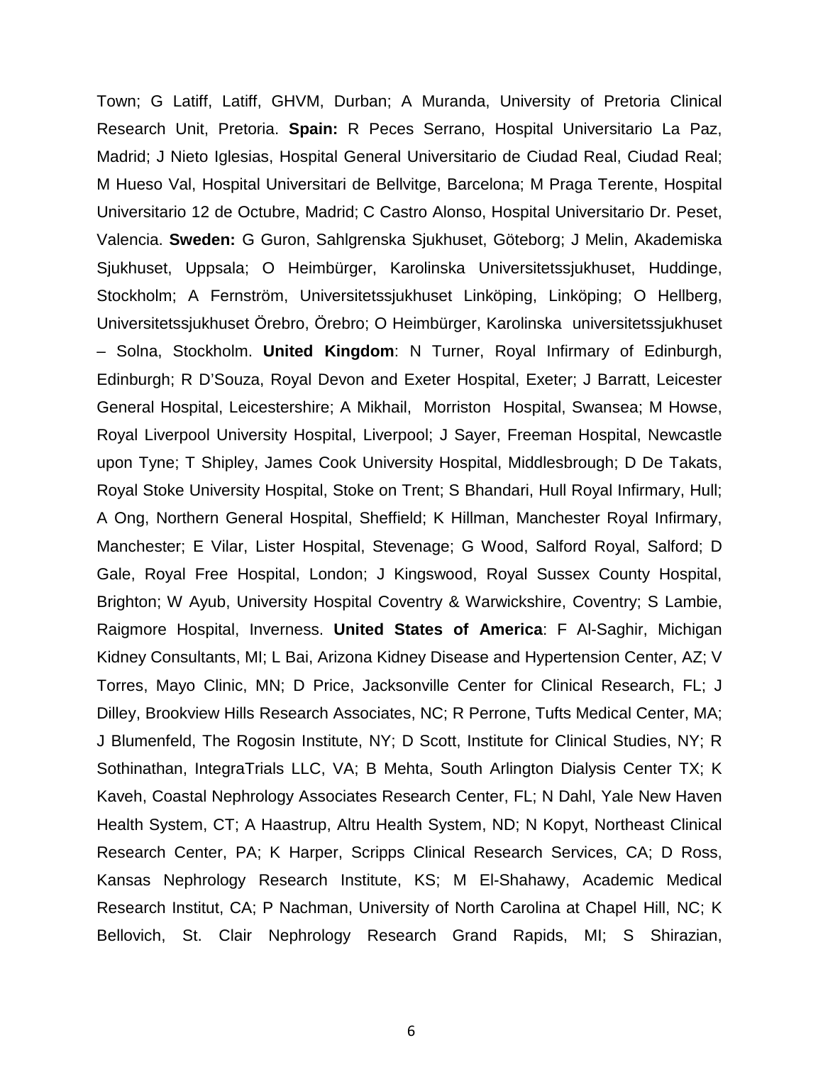Town; G Latiff, Latiff, GHVM, Durban; A Muranda, University of Pretoria Clinical Research Unit, Pretoria. **Spain:** R Peces Serrano, Hospital Universitario La Paz, Madrid; J Nieto Iglesias, Hospital General Universitario de Ciudad Real, Ciudad Real; M Hueso Val, Hospital Universitari de Bellvitge, Barcelona; M Praga Terente, Hospital Universitario 12 de Octubre, Madrid; C Castro Alonso, Hospital Universitario Dr. Peset, Valencia. **Sweden:** G Guron, Sahlgrenska Sjukhuset, Göteborg; J Melin, Akademiska Sjukhuset, Uppsala; O Heimbürger, Karolinska Universitetssjukhuset, Huddinge, Stockholm; A Fernström, Universitetssjukhuset Linköping, Linköping; O Hellberg, Universitetssjukhuset Örebro, Örebro; O Heimbürger, Karolinska universitetssjukhuset – Solna, Stockholm. **United Kingdom**: N Turner, Royal Infirmary of Edinburgh, Edinburgh; R D'Souza, Royal Devon and Exeter Hospital, Exeter; J Barratt, Leicester General Hospital, Leicestershire; A Mikhail, Morriston Hospital, Swansea; M Howse, Royal Liverpool University Hospital, Liverpool; J Sayer, Freeman Hospital, Newcastle upon Tyne; T Shipley, James Cook University Hospital, Middlesbrough; D De Takats, Royal Stoke University Hospital, Stoke on Trent; S Bhandari, Hull Royal Infirmary, Hull; A Ong, Northern General Hospital, Sheffield; K Hillman, Manchester Royal Infirmary, Manchester; E Vilar, Lister Hospital, Stevenage; G Wood, Salford Royal, Salford; D Gale, Royal Free Hospital, London; J Kingswood, Royal Sussex County Hospital, Brighton; W Ayub, University Hospital Coventry & Warwickshire, Coventry; S Lambie, Raigmore Hospital, Inverness. **United States of America**: F Al-Saghir, Michigan Kidney Consultants, MI; L Bai, Arizona Kidney Disease and Hypertension Center, AZ; V Torres, Mayo Clinic, MN; D Price, Jacksonville Center for Clinical Research, FL; J Dilley, Brookview Hills Research Associates, NC; R Perrone, Tufts Medical Center, MA; J Blumenfeld, The Rogosin Institute, NY; D Scott, Institute for Clinical Studies, NY; R Sothinathan, IntegraTrials LLC, VA; B Mehta, South Arlington Dialysis Center TX; K Kaveh, Coastal Nephrology Associates Research Center, FL; N Dahl, Yale New Haven Health System, CT; A Haastrup, Altru Health System, ND; N Kopyt, Northeast Clinical Research Center, PA; K Harper, Scripps Clinical Research Services, CA; D Ross, Kansas Nephrology Research Institute, KS; M El-Shahawy, Academic Medical Research Institut, CA; P Nachman, University of North Carolina at Chapel Hill, NC; K Bellovich, St. Clair Nephrology Research Grand Rapids, MI; S Shirazian,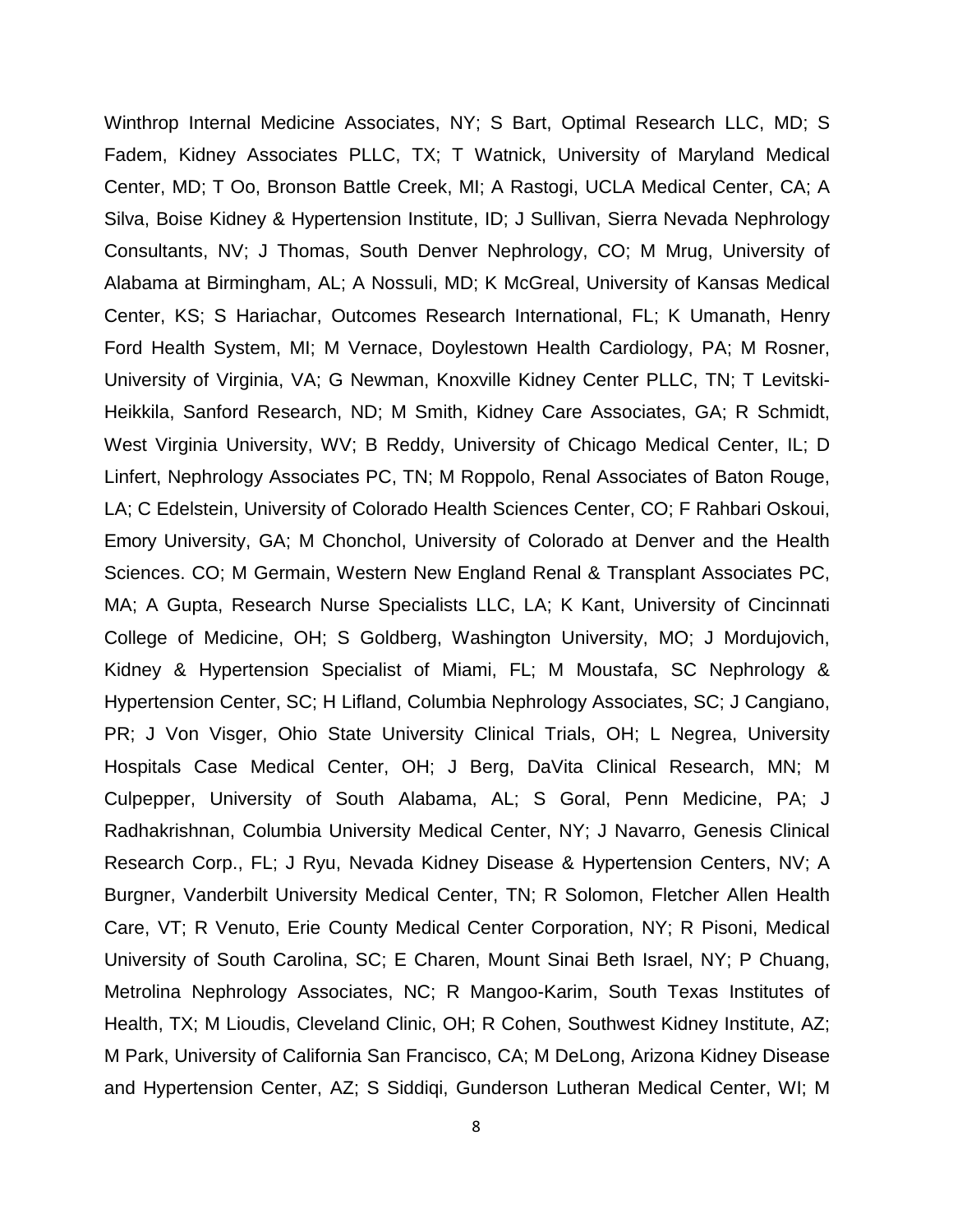Winthrop Internal Medicine Associates, NY; S Bart, Optimal Research LLC, MD; S Fadem, Kidney Associates PLLC, TX; T Watnick, University of Maryland Medical Center, MD; T Oo, Bronson Battle Creek, MI; A Rastogi, UCLA Medical Center, CA; A Silva, Boise Kidney & Hypertension Institute, ID; J Sullivan, Sierra Nevada Nephrology Consultants, NV; J Thomas, South Denver Nephrology, CO; M Mrug, University of Alabama at Birmingham, AL; A Nossuli, MD; K McGreal, University of Kansas Medical Center, KS; S Hariachar, Outcomes Research International, FL; K Umanath, Henry Ford Health System, MI; M Vernace, Doylestown Health Cardiology, PA; M Rosner, University of Virginia, VA; G Newman, Knoxville Kidney Center PLLC, TN; T Levitski-Heikkila, Sanford Research, ND; M Smith, Kidney Care Associates, GA; R Schmidt, West Virginia University, WV; B Reddy, University of Chicago Medical Center, IL; D Linfert, Nephrology Associates PC, TN; M Roppolo, Renal Associates of Baton Rouge, LA; C Edelstein, University of Colorado Health Sciences Center, CO; F Rahbari Oskoui, Emory University, GA; M Chonchol, University of Colorado at Denver and the Health Sciences. CO; M Germain, Western New England Renal & Transplant Associates PC, MA; A Gupta, Research Nurse Specialists LLC, LA; K Kant, University of Cincinnati College of Medicine, OH; S Goldberg, Washington University, MO; J Mordujovich, Kidney & Hypertension Specialist of Miami, FL; M Moustafa, SC Nephrology & Hypertension Center, SC; H Lifland, Columbia Nephrology Associates, SC; J Cangiano, PR; J Von Visger, Ohio State University Clinical Trials, OH; L Negrea, University Hospitals Case Medical Center, OH; J Berg, DaVita Clinical Research, MN; M Culpepper, University of South Alabama, AL; S Goral, Penn Medicine, PA; J Radhakrishnan, Columbia University Medical Center, NY; J Navarro, Genesis Clinical Research Corp., FL; J Ryu, Nevada Kidney Disease & Hypertension Centers, NV; A Burgner, Vanderbilt University Medical Center, TN; R Solomon, Fletcher Allen Health Care, VT; R Venuto, Erie County Medical Center Corporation, NY; R Pisoni, Medical University of South Carolina, SC; E Charen, Mount Sinai Beth Israel, NY; P Chuang, Metrolina Nephrology Associates, NC; R Mangoo-Karim, South Texas Institutes of Health, TX; M Lioudis, Cleveland Clinic, OH; R Cohen, Southwest Kidney Institute, AZ; M Park, University of California San Francisco, CA; M DeLong, Arizona Kidney Disease and Hypertension Center, AZ; S Siddiqi, Gunderson Lutheran Medical Center, WI; M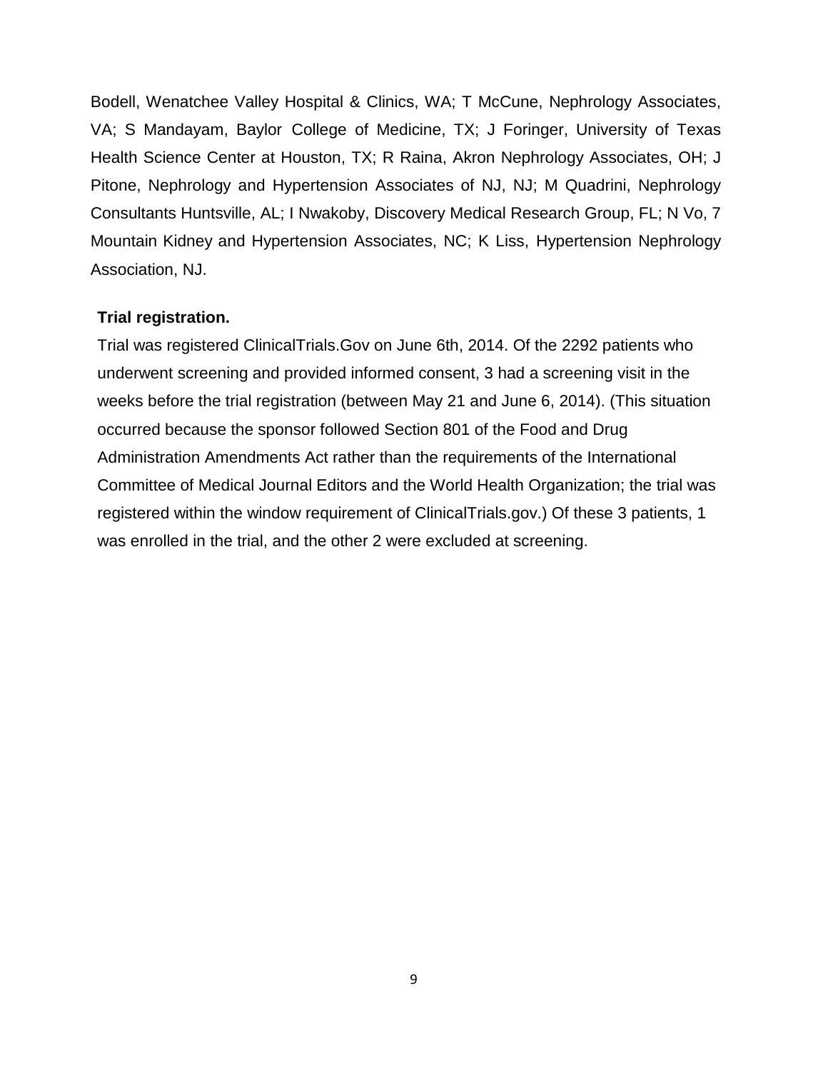Bodell, Wenatchee Valley Hospital & Clinics, WA; T McCune, Nephrology Associates, VA; S Mandayam, Baylor College of Medicine, TX; J Foringer, University of Texas Health Science Center at Houston, TX; R Raina, Akron Nephrology Associates, OH; J Pitone, Nephrology and Hypertension Associates of NJ, NJ; M Quadrini, Nephrology Consultants Huntsville, AL; I Nwakoby, Discovery Medical Research Group, FL; N Vo, 7 Mountain Kidney and Hypertension Associates, NC; K Liss, Hypertension Nephrology Association, NJ.

**Trial registration.**

Trial was registered ClinicalTrials.Gov on June 6th, 2014. Of the 2292 patients who underwent screening and provided informed consent, 3 had a screening visit in the weeks before the trial registration (between May 21 and June 6, 2014). (This situation occurred because the sponsor followed Section 801 of the Food and Drug Administration Amendments Act rather than the requirements of the International Committee of Medical Journal Editors and the World Health Organization; the trial was registered within the window requirement of ClinicalTrials.gov.) Of these 3 patients, 1 was enrolled in the trial, and the other 2 were excluded at screening.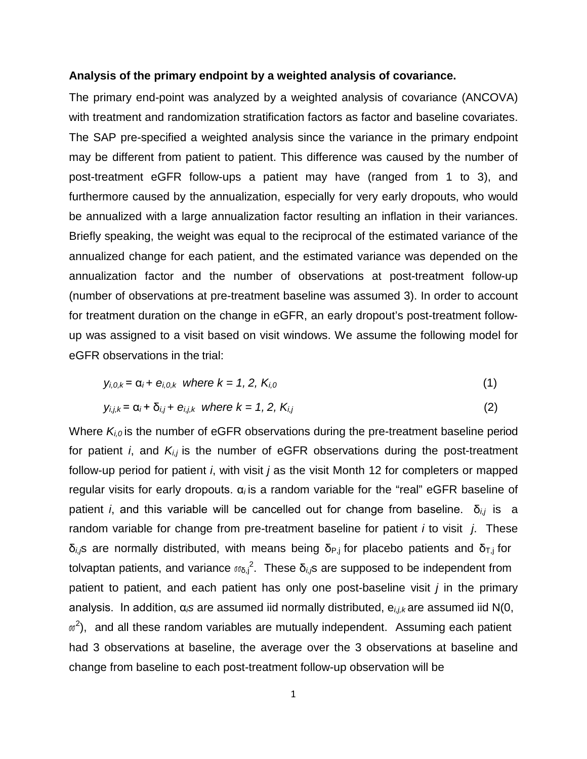**Analysis of the primary endpoint by a weighted analysis of covariance.**

The primary end-point was analyzed by a weighted analysis of covariance (ANCOVA) with treatment and randomization stratification factors as factor and baseline covariates. The SAP pre-specified a weighted analysis since the variance in the primary endpoint may be different from patient to patient. This difference was caused by the number of post-treatment eGFR follow-ups a patient may have (ranged from 1 to 3), and furthermore caused by the annualization, especially for very early dropouts, who would be annualized with a large annualization factor resulting an inflation in their variances. Briefly speaking, the weight was equal to the reciprocal of the estimated variance of the annualized change for each patient, and the estimated variance was depended on the annualization factor and the number of observations at post-treatment follow-up (number of observations at pre-treatment baseline was assumed 3). In order to account for treatment duration on the change in eGFR, an early dropout's post-treatment follow-up was assigned to a visit based on visit windows. We assume the following model for eGFR observations in the trial:

$$y_{i,0,k} = \alpha_i + e_{i,0,k} \quad \text{where } k = 1, 2, K_{i,0} \tag{1}$$

$$y_{i,j,k} = \alpha_i + \delta_{i,j} + e_{i,j,k} \quad \text{where } k = 1, 2, K_{i,j} \tag{2}$$

Where $K_{i,0}$ is the number of eGFR observations during the pre-treatment baseline period for patient $i$, and $K_{i,j}$ is the number of eGFR observations during the post-treatment follow-up period for patient $i$, with visit $j$ as the visit Month 12 for completers or mapped regular visits for early dropouts. $\alpha_i$ is a random variable for the "real" eGFR baseline of patient $i$, and this variable will be cancelled out for change from baseline. $\delta_{i,j}$ is a random variable for change from pre-treatment baseline for patient $i$ to visit $j$. These $\delta_{i,j}$s are normally distributed, with means being $\delta_{P,j}$ for placebo patients and $\delta_{T,j}$ for tolvaptan patients, and variance $\sigma_{\delta,j}^2$. These $\delta_{i,j}$s are supposed to be independent from patient to patient, and each patient has only one post-baseline visit $j$ in the primary analysis. In addition, $\alpha_i$s are assumed iid normally distributed, $e_{i,j,k}$ are assumed iid N(0, $\sigma^2$), and all these random variables are mutually independent. Assuming each patient had 3 observations at baseline, the average over the 3 observations at baseline and change from baseline to each post-treatment follow-up observation will be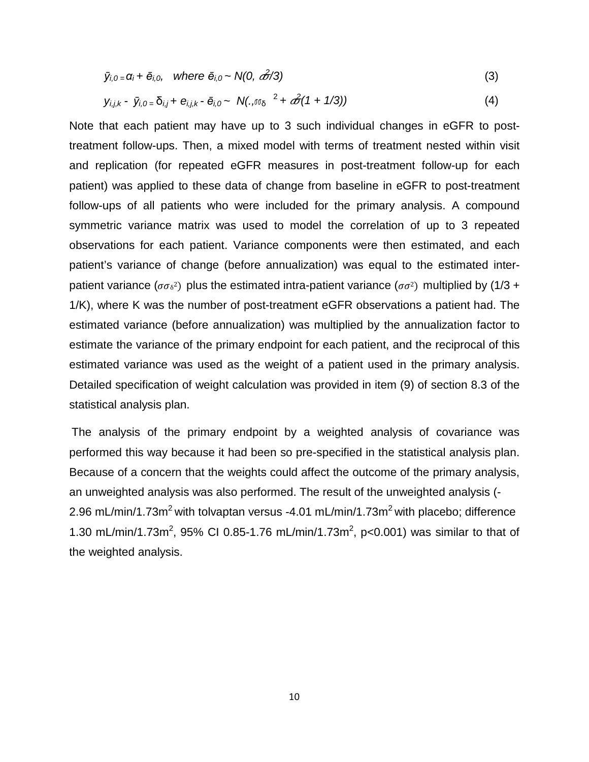$$\bar{y}_{i,0} = \alpha_i + \bar{e}_{i,0}, \quad \text{where } \bar{e}_{i,0} \sim N(0, \sigma^2/3) \tag{3}$$

$$y_{i,j,k} - \bar{y}_{i,0} = \delta_{i,j} + e_{i,j,k} - \bar{e}_{i,0} \sim N(., \sigma_\delta^2 + \sigma^2(1 + 1/3)) \tag{4}$$

Note that each patient may have up to 3 such individual changes in eGFR to post-treatment follow-ups. Then, a mixed model with terms of treatment nested within visit and replication (for repeated eGFR measures in post-treatment follow-up for each patient) was applied to these data of change from baseline in eGFR to post-treatment follow-ups of all patients who were included for the primary analysis. A compound symmetric variance matrix was used to model the correlation of up to 3 repeated observations for each patient. Variance components were then estimated, and each patient's variance of change (before annualization) was equal to the estimated inter-patient variance ($\sigma_\delta^2$) plus the estimated intra-patient variance ($\sigma^2$) multiplied by (1/3 + 1/K), where K was the number of post-treatment eGFR observations a patient had. The estimated variance (before annualization) was multiplied by the annualization factor to estimate the variance of the primary endpoint for each patient, and the reciprocal of this estimated variance was used as the weight of a patient used in the primary analysis. Detailed specification of weight calculation was provided in item (9) of section 8.3 of the statistical analysis plan.

The analysis of the primary endpoint by a weighted analysis of covariance was performed this way because it had been so pre-specified in the statistical analysis plan. Because of a concern that the weights could affect the outcome of the primary analysis, an unweighted analysis was also performed. The result of the unweighted analysis (-2.96 mL/min/1.73m$^2$ with tolvaptan versus -4.01 mL/min/1.73m$^2$ with placebo; difference 1.30 mL/min/1.73m$^2$, 95% CI 0.85-1.76 mL/min/1.73m$^2$, $p<0.001$) was similar to that of the weighted analysis.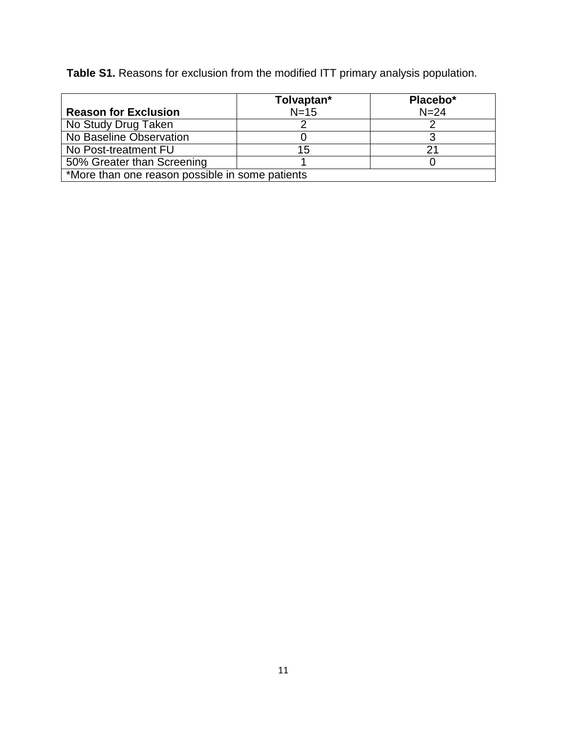**Table S1.** Reasons for exclusion from the modified ITT primary analysis population.

| Reason for Exclusion | Tolvaptan* N=15 | Placebo* N=24 |
|---|---|---|
| No Study Drug Taken | 2 | 2 |
| No Baseline Observation | 0 | 3 |
| No Post-treatment FU | 15 | 21 |
| 50% Greater than Screening | 1 | 0 |
| *More than one reason possible in some patients | | |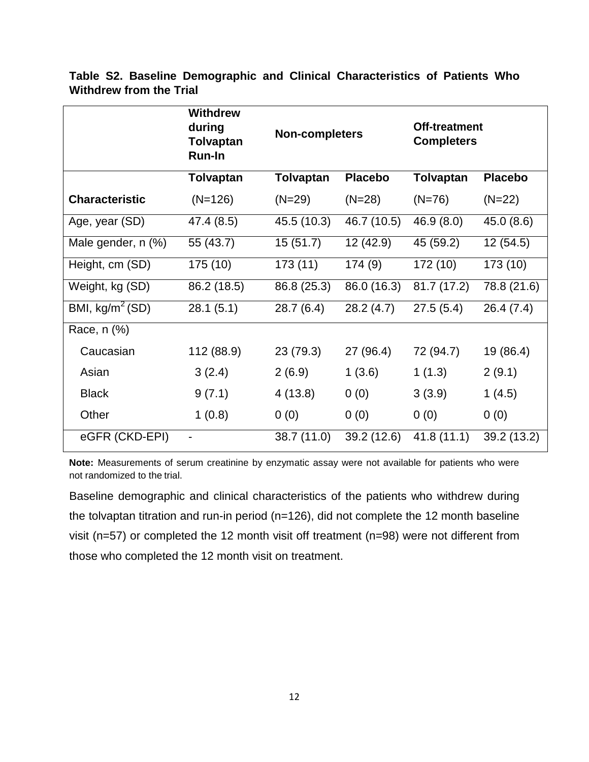**Table S2. Baseline Demographic and Clinical Characteristics of Patients Who Withdrew from the Trial**

| | Withdrew during Tolvaptan Run-In | Non-completers | | Off-treatment Completers | |
|---|---|---|---|---|---|
| | **Tolvaptan** | **Tolvaptan** | **Placebo** | **Tolvaptan** | **Placebo** |
| **Characteristic** | (N=126) | (N=29) | (N=28) | (N=76) | (N=22) |
| Age, year (SD) | 47.4 (8.5) | 45.5 (10.3) | 46.7 (10.5) | 46.9 (8.0) | 45.0 (8.6) |
| Male gender, n (%) | 55 (43.7) | 15 (51.7) | 12 (42.9) | 45 (59.2) | 12 (54.5) |
| Height, cm (SD) | 175 (10) | 173 (11) | 174 (9) | 172 (10) | 173 (10) |
| Weight, kg (SD) | 86.2 (18.5) | 86.8 (25.3) | 86.0 (16.3) | 81.7 (17.2) | 78.8 (21.6) |
| BMI, $kg/m^2$ (SD) | 28.1 (5.1) | 28.7 (6.4) | 28.2 (4.7) | 27.5 (5.4) | 26.4 (7.4) |
| Race, n (%) | | | | | |
| Caucasian | 112 (88.9) | 23 (79.3) | 27 (96.4) | 72 (94.7) | 19 (86.4) |
| Asian | 3 (2.4) | 2 (6.9) | 1 (3.6) | 1 (1.3) | 2 (9.1) |
| Black | 9 (7.1) | 4 (13.8) | 0 (0) | 3 (3.9) | 1 (4.5) |
| Other | 1 (0.8) | 0 (0) | 0 (0) | 0 (0) | 0 (0) |
| eGFR (CKD-EPI) | - | 38.7 (11.0) | 39.2 (12.6) | 41.8 (11.1) | 39.2 (13.2) |

**Note:** Measurements of serum creatinine by enzymatic assay were not available for patients who were not randomized to the trial.

Baseline demographic and clinical characteristics of the patients who withdrew during the tolvaptan titration and run-in period (n=126), did not complete the 12 month baseline visit (n=57) or completed the 12 month visit off treatment (n=98) were not different from those who completed the 12 month visit on treatment.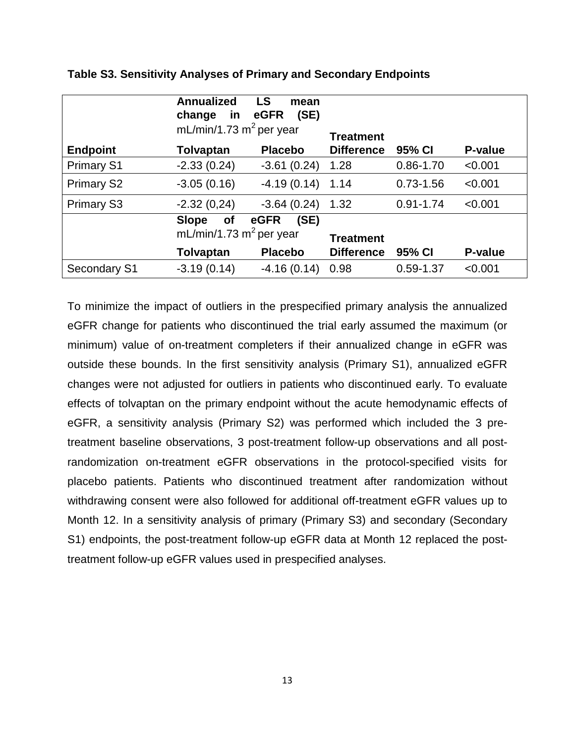**Table S3. Sensitivity Analyses of Primary and Secondary Endpoints**

| | Annualized LS mean change in eGFR (SE) mL/min/1.73 m$^2$ per year | | | | |
|---|---|---|---|---|---|
| **Endpoint** | **Tolvaptan** | **Placebo** | **Treatment Difference** | **95% CI** | **P-value** |
| Primary S1 | -2.33 (0.24) | -3.61 (0.24) | 1.28 | 0.86-1.70 | <0.001 |
| Primary S2 | -3.05 (0.16) | -4.19 (0.14) | 1.14 | 0.73-1.56 | <0.001 |
| Primary S3 | -2.32 (0,24) | -3.64 (0.24) | 1.32 | 0.91-1.74 | <0.001 |
| | **Slope of eGFR (SE)** mL/min/1.73 m$^2$ per year | | | | |
| | **Tolvaptan** | **Placebo** | **Treatment Difference** | **95% CI** | **P-value** |
| Secondary S1 | -3.19 (0.14) | -4.16 (0.14) | 0.98 | 0.59-1.37 | <0.001 |

To minimize the impact of outliers in the prespecified primary analysis the annualized eGFR change for patients who discontinued the trial early assumed the maximum (or minimum) value of on-treatment completers if their annualized change in eGFR was outside these bounds. In the first sensitivity analysis (Primary S1), annualized eGFR changes were not adjusted for outliers in patients who discontinued early. To evaluate effects of tolvaptan on the primary endpoint without the acute hemodynamic effects of eGFR, a sensitivity analysis (Primary S2) was performed which included the 3 pre-treatment baseline observations, 3 post-treatment follow-up observations and all post-randomization on-treatment eGFR observations in the protocol-specified visits for placebo patients. Patients who discontinued treatment after randomization without withdrawing consent were also followed for additional off-treatment eGFR values up to Month 12. In a sensitivity analysis of primary (Primary S3) and secondary (Secondary S1) endpoints, the post-treatment follow-up eGFR data at Month 12 replaced the post-treatment follow-up eGFR values used in prespecified analyses.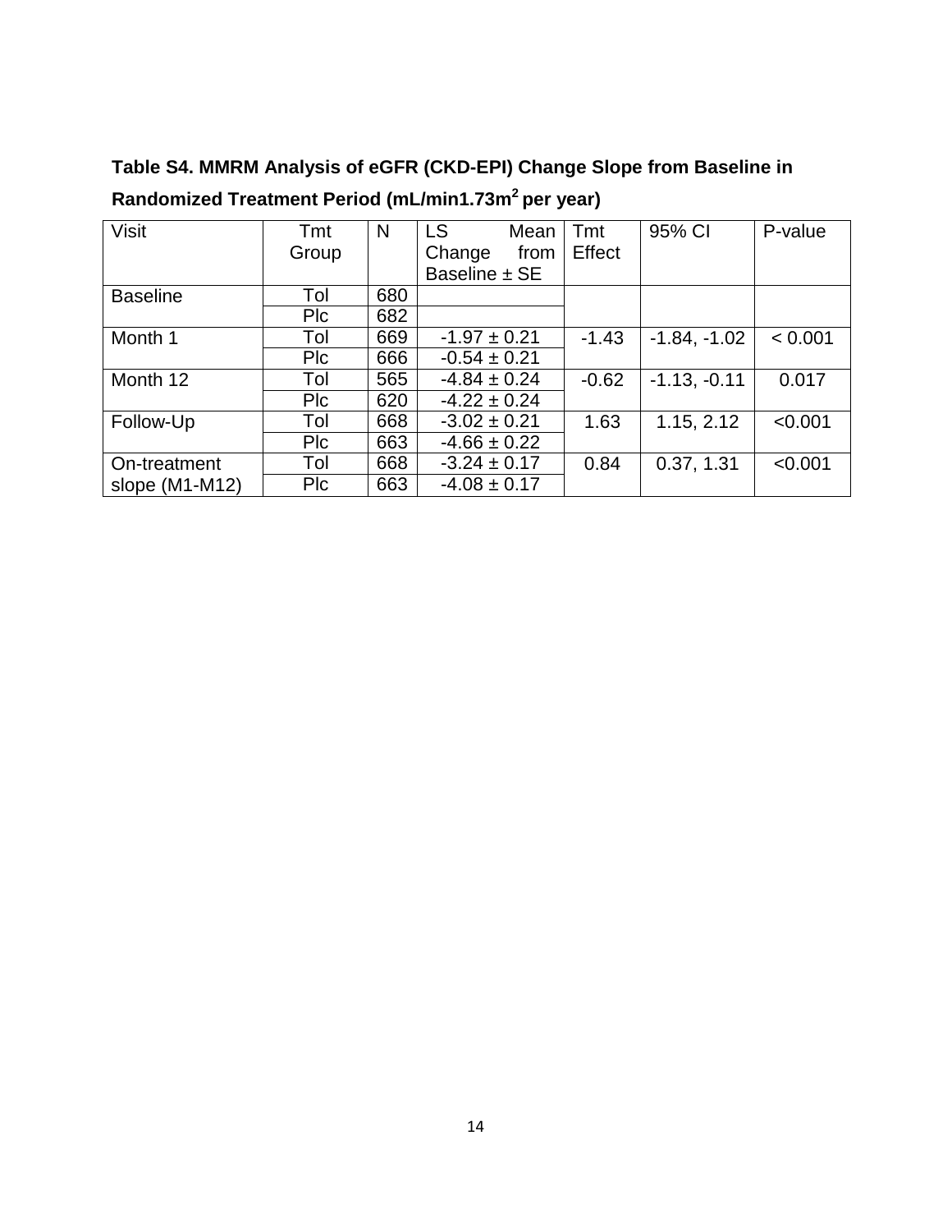**Table S4. MMRM Analysis of eGFR (CKD-EPI) Change Slope from Baseline in Randomized Treatment Period (mL/min1.73m$^2$ per year)**

| Visit | Tmt Group | N | LS Mean Change from Baseline ± SE | Tmt Effect | 95% CI | P-value |
|---|---|---|---|---|---|---|
| Baseline | Tol | 680 | | | | |
| | Plc | 682 | | | | |
| Month 1 | Tol | 669 | -1.97 ± 0.21 | -1.43 | -1.84, -1.02 | < 0.001 |
| | Plc | 666 | -0.54 ± 0.21 | | | |
| Month 12 | Tol | 565 | -4.84 ± 0.24 | -0.62 | -1.13, -0.11 | 0.017 |
| | Plc | 620 | -4.22 ± 0.24 | | | |
| Follow-Up | Tol | 668 | -3.02 ± 0.21 | 1.63 | 1.15, 2.12 | <0.001 |
| | Plc | 663 | -4.66 ± 0.22 | | | |
| On-treatment slope (M1-M12) | Tol | 668 | -3.24 ± 0.17 | 0.84 | 0.37, 1.31 | <0.001 |
| | Plc | 663 | -4.08 ± 0.17 | | | |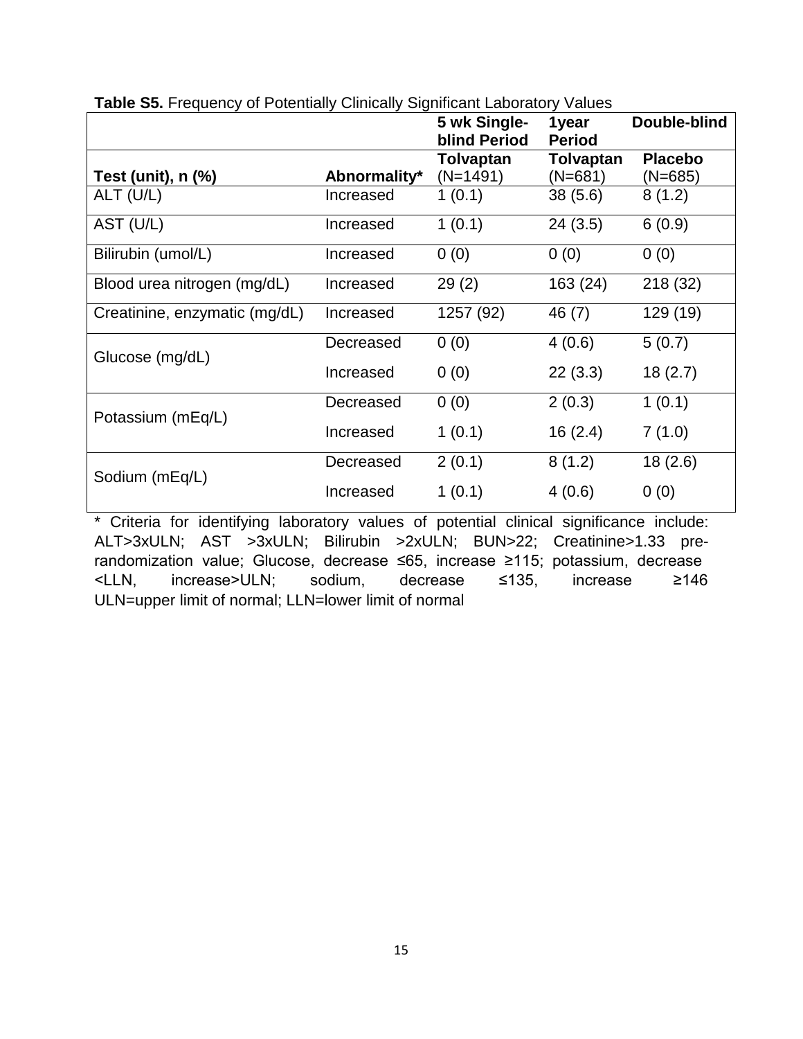**Table S5.** Frequency of Potentially Clinically Significant Laboratory Values

| | | 5 wk Single-blind Period | 1year Period | Double-blind |
|---|---|---|---|---|
| **Test (unit), n (%)** | **Abnormality*** | **Tolvaptan** (N=1491) | **Tolvaptan** (N=681) | **Placebo** (N=685) |
| ALT (U/L) | Increased | 1 (0.1) | 38 (5.6) | 8 (1.2) |
| AST (U/L) | Increased | 1 (0.1) | 24 (3.5) | 6 (0.9) |
| Bilirubin (umol/L) | Increased | 0 (0) | 0 (0) | 0 (0) |
| Blood urea nitrogen (mg/dL) | Increased | 29 (2) | 163 (24) | 218 (32) |
| Creatinine, enzymatic (mg/dL) | Increased | 1257 (92) | 46 (7) | 129 (19) |
| Glucose (mg/dL) | Decreased | 0 (0) | 4 (0.6) | 5 (0.7) |
| | Increased | 0 (0) | 22 (3.3) | 18 (2.7) |
| Potassium (mEq/L) | Decreased | 0 (0) | 2 (0.3) | 1 (0.1) |
| | Increased | 1 (0.1) | 16 (2.4) | 7 (1.0) |
| Sodium (mEq/L) | Decreased | 2 (0.1) | 8 (1.2) | 18 (2.6) |
| | Increased | 1 (0.1) | 4 (0.6) | 0 (0) |

* Criteria for identifying laboratory values of potential clinical significance include: ALT>3xULN; AST >3xULN; Bilirubin >2xULN; BUN>22; Creatinine>1.33 pre-randomization value; Glucose, decrease ≤65, increase ≥115; potassium, decrease <LLN, increase>ULN; sodium, decrease ≤135, increase ≥146
ULN=upper limit of normal; LLN=lower limit of normal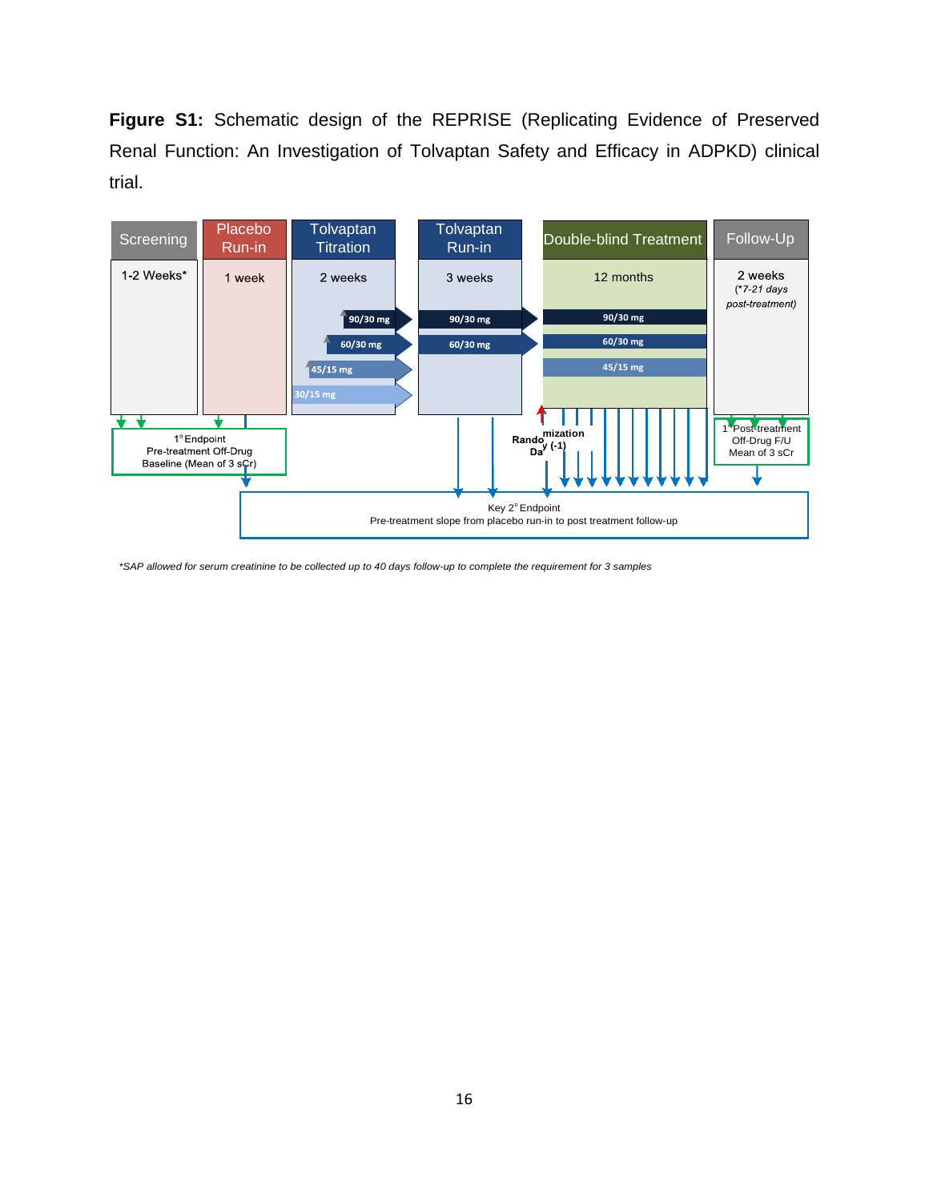**Figure S1:** Schematic design of the REPRISE (Replicating Evidence of Preserved Renal Function: An Investigation of Tolvaptan Safety and Efficacy in ADPKD) clinical trial.

| Screening | Placebo Run-in | Tolvaptan Titration | Tolvaptan Run-in | Double-blind Treatment | Follow-Up |
|---|---|---|---|---|---|
| 1-2 Weeks* | 1 week | 2 weeks | 3 weeks | 12 months | 2 weeks (*7-21 days post-treatment) |
| | | 90/30 mg | 90/30 mg | 90/30 mg | |
| | | 60/30 mg | 60/30 mg | 60/30 mg | |
| | | 45/15 mg | | 45/15 mg | |
| | | 30/15 mg | | | |

Randomization Day (-1)

1° Endpoint: Pre-treatment Off-Drug Baseline (Mean of 3 sCr)

1° Post-treatment Off-Drug F/U Mean of 3 sCr

Key 2° Endpoint: Pre-treatment slope from placebo run-in to post treatment follow-up

*SAP allowed for serum creatinine to be collected up to 40 days follow-up to complete the requirement for 3 samples*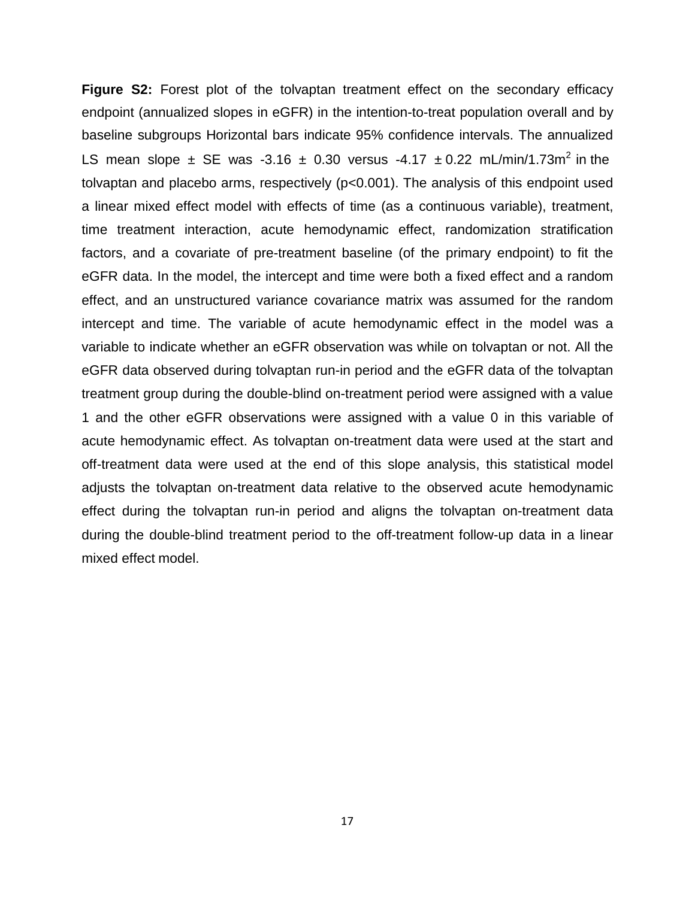**Figure S2:** Forest plot of the tolvaptan treatment effect on the secondary efficacy endpoint (annualized slopes in eGFR) in the intention-to-treat population overall and by baseline subgroups Horizontal bars indicate 95% confidence intervals. The annualized LS mean slope ± SE was -3.16 ± 0.30 versus -4.17 ± 0.22 mL/min/1.73m$^2$ in the tolvaptan and placebo arms, respectively ($p<0.001$). The analysis of this endpoint used a linear mixed effect model with effects of time (as a continuous variable), treatment, time treatment interaction, acute hemodynamic effect, randomization stratification factors, and a covariate of pre-treatment baseline (of the primary endpoint) to fit the eGFR data. In the model, the intercept and time were both a fixed effect and a random effect, and an unstructured variance covariance matrix was assumed for the random intercept and time. The variable of acute hemodynamic effect in the model was a variable to indicate whether an eGFR observation was while on tolvaptan or not. All the eGFR data observed during tolvaptan run-in period and the eGFR data of the tolvaptan treatment group during the double-blind on-treatment period were assigned with a value 1 and the other eGFR observations were assigned with a value 0 in this variable of acute hemodynamic effect. As tolvaptan on-treatment data were used at the start and off-treatment data were used at the end of this slope analysis, this statistical model adjusts the tolvaptan on-treatment data relative to the observed acute hemodynamic effect during the tolvaptan run-in period and aligns the tolvaptan on-treatment data during the double-blind treatment period to the off-treatment follow-up data in a linear mixed effect model.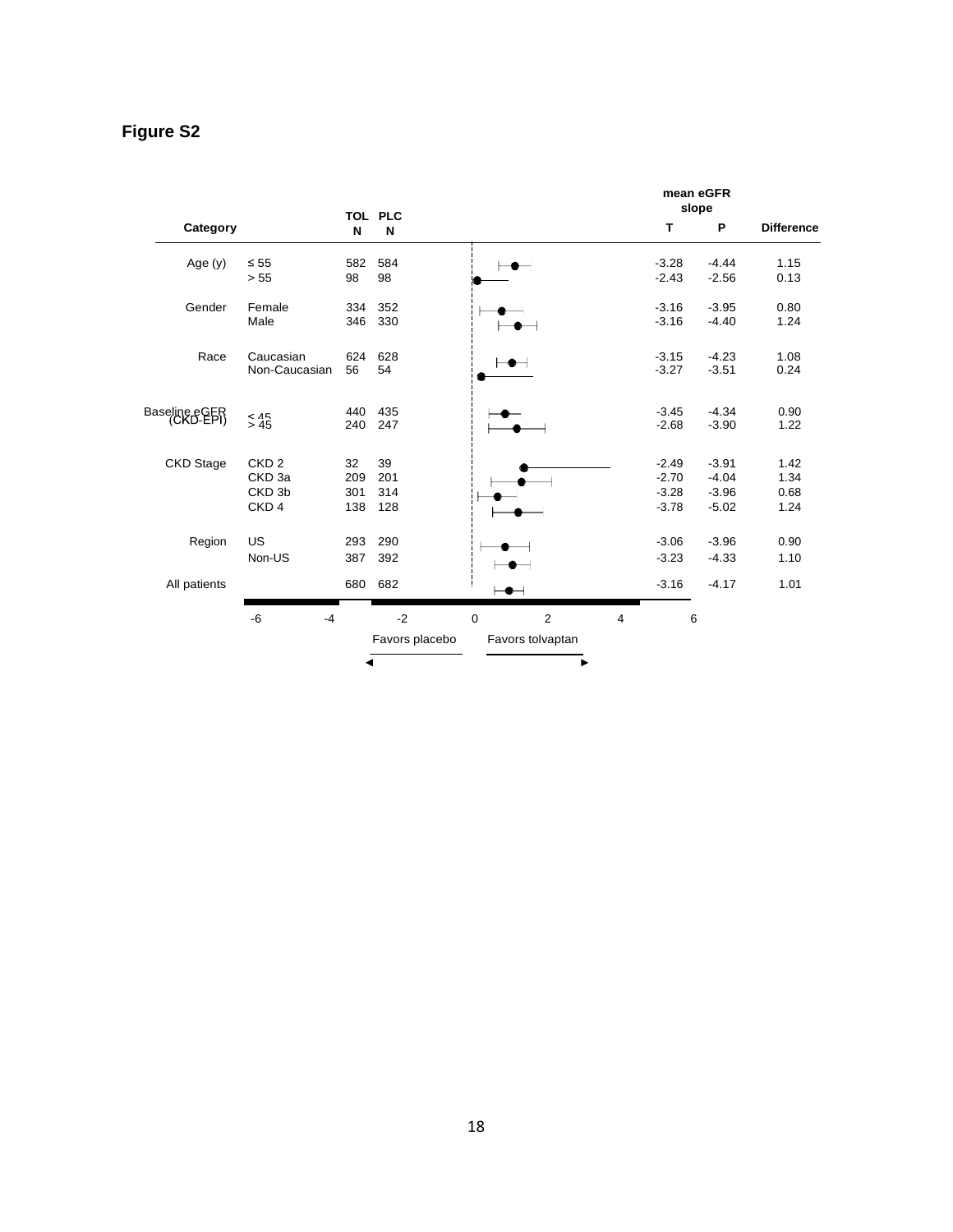# Figure S2

| Category | | TOL N | PLC N | mean eGFR slope T | mean eGFR slope P | Difference |
|---|---|---|---|---|---|---|
| Age (y) | ≤ 55 | 582 | 584 | -3.28 | -4.44 | 1.15 |
| | > 55 | 98 | 98 | -2.43 | -2.56 | 0.13 |
| Gender | Female | 334 | 352 | -3.16 | -3.95 | 0.80 |
| | Male | 346 | 330 | -3.16 | -4.40 | 1.24 |
| Race | Caucasian | 624 | 628 | -3.15 | -4.23 | 1.08 |
| | Non-Caucasian | 56 | 54 | -3.27 | -3.51 | 0.24 |
| Baseline eGFR (CKD-EPI) | ≤ 45 | 440 | 435 | -3.45 | -4.34 | 0.90 |
| | > 45 | 240 | 247 | -2.68 | -3.90 | 1.22 |
| CKD Stage | CKD 2 | 32 | 39 | -2.49 | -3.91 | 1.42 |
| | CKD 3a | 209 | 201 | -2.70 | -4.04 | 1.34 |
| | CKD 3b | 301 | 314 | -3.28 | -3.96 | 0.68 |
| | CKD 4 | 138 | 128 | -3.78 | -5.02 | 1.24 |
| Region | US | 293 | 290 | -3.06 | -3.96 | 0.90 |
| | Non-US | 387 | 392 | -3.23 | -4.33 | 1.10 |
| All patients | | 680 | 682 | -3.16 | -4.17 | 1.01 |

-6 -4 -2 0 2 4 6

Favors placebo ◄ — ► Favors tolvaptan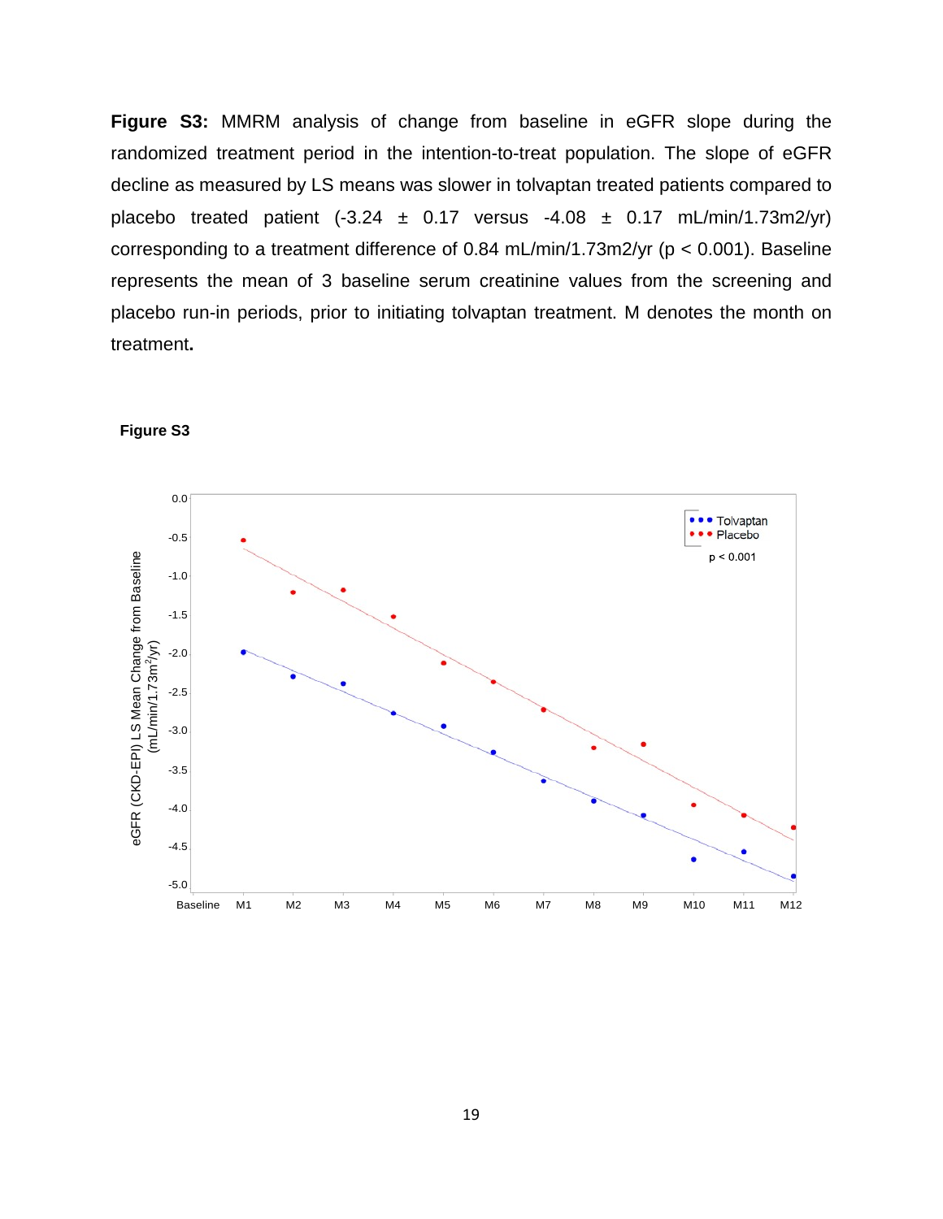**Figure S3:** MMRM analysis of change from baseline in eGFR slope during the randomized treatment period in the intention-to-treat population. The slope of eGFR decline as measured by LS means was slower in tolvaptan treated patients compared to placebo treated patient (-3.24 ± 0.17 versus -4.08 ± 0.17 mL/min/1.73m2/yr) corresponding to a treatment difference of 0.84 mL/min/1.73m2/yr ($p < 0.001$). Baseline represents the mean of 3 baseline serum creatinine values from the screening and placebo run-in periods, prior to initiating tolvaptan treatment. M denotes the month on treatment**.**

**Figure S3**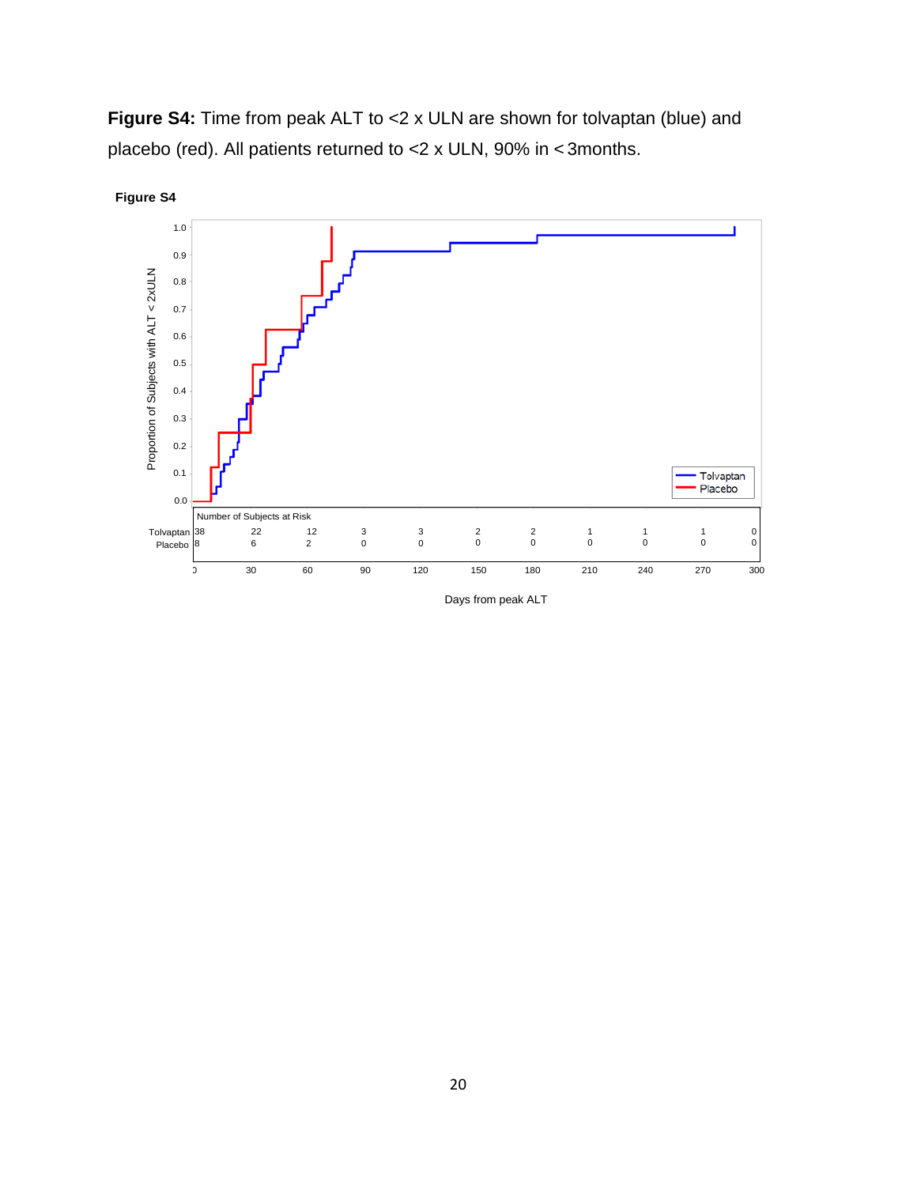**Figure S4:** Time from peak ALT to <2 x ULN are shown for tolvaptan (blue) and placebo (red). All patients returned to <2 x ULN, 90% in < 3months.

**Figure S4**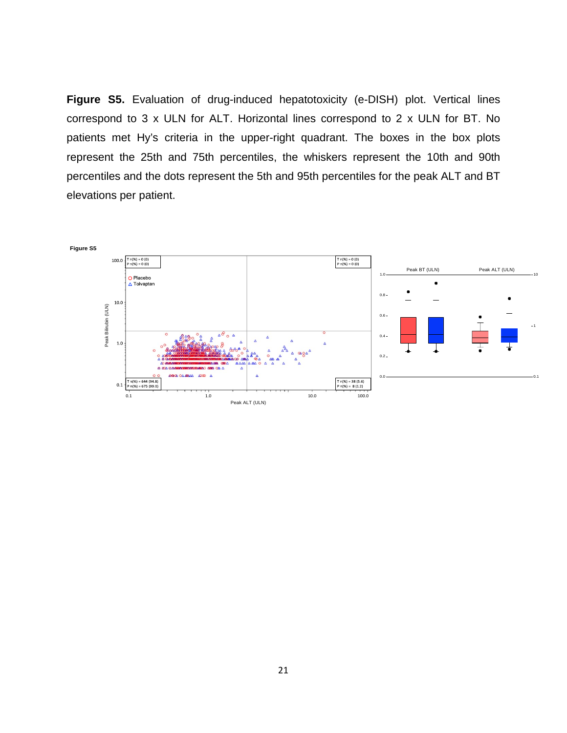**Figure S5.** Evaluation of drug-induced hepatotoxicity (e-DISH) plot. Vertical lines correspond to 3 x ULN for ALT. Horizontal lines correspond to 2 x ULN for BT. No patients met Hy's criteria in the upper-right quadrant. The boxes in the box plots represent the 25th and 75th percentiles, the whiskers represent the 10th and 90th percentiles and the dots represent the 5th and 95th percentiles for the peak ALT and BT elevations per patient.

**Figure S5**

T n(%) = 0 (0)
P n(%) = 0 (0)

T n(%) = 0 (0)
P n(%) = 0 (0)

Placebo
Tolvaptan

T n(%) = 644 (94.8)
P n(%) = 675 (99.0)

T n(%) = 38 (5.6)
P n(%) = 8 (1.2)

Peak Bilirubin (ULN)
100.0
10.0
1.0
0.1

Peak ALT (ULN)
0.1
1.0
10.0
100.0

Peak BT (ULN)
Peak ALT (ULN)
1.0
0.8
0.6
0.4
0.2
0.0
10
1
0.1